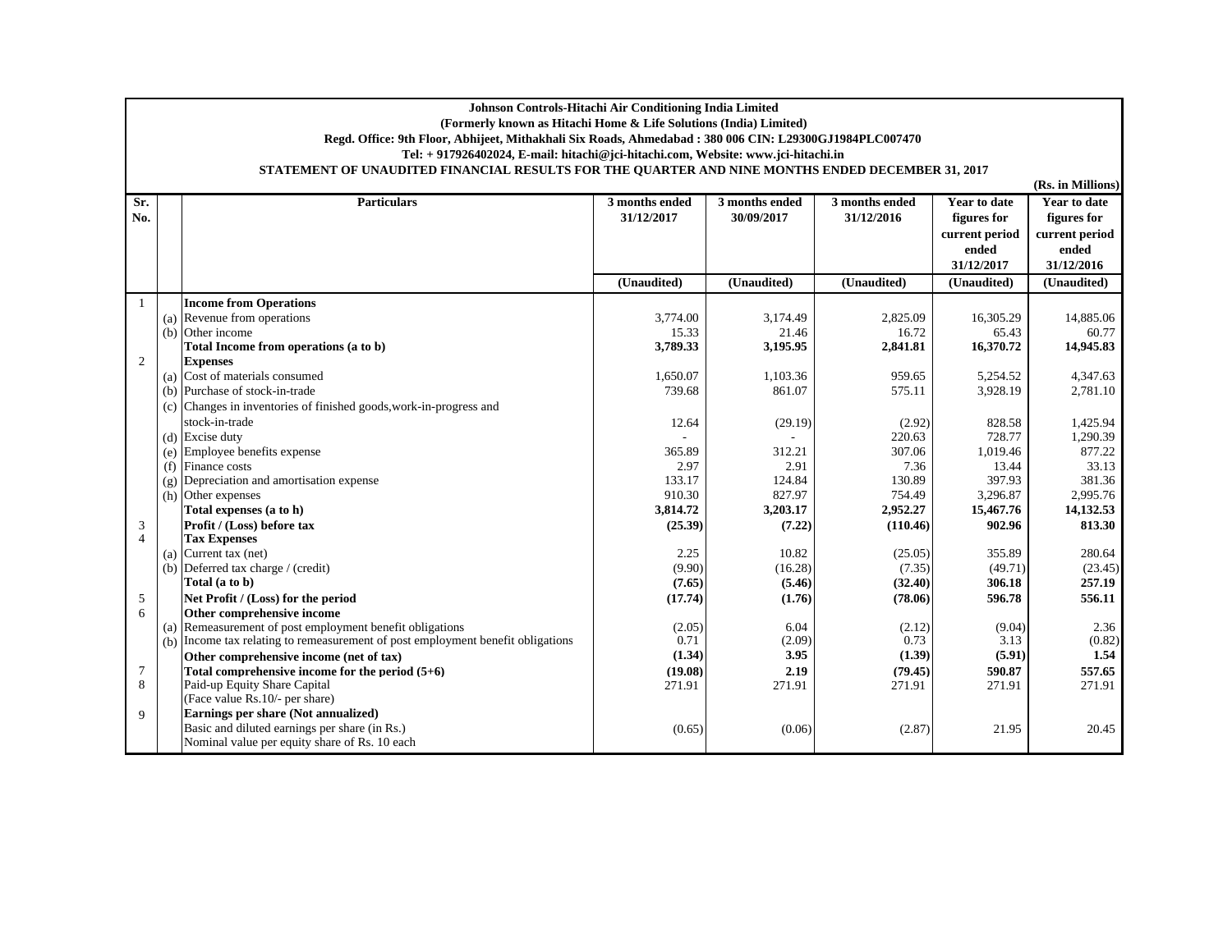**Johnson Controls-Hitachi Air Conditioning India Limited**
**(Formerly known as Hitachi Home & Life Solutions (India) Limited)**
**Regd. Office: 9th Floor, Abhijeet, Mithakhali Six Roads, Ahmedabad : 380 006 CIN: L29300GJ1984PLC007470**
**Tel: + 917926402024, E-mail: hitachi@jci-hitachi.com, Website: www.jci-hitachi.in**

**STATEMENT OF UNAUDITED FINANCIAL RESULTS FOR THE QUARTER AND NINE MONTHS ENDED DECEMBER 31, 2017**

**(Rs. in Millions)**

| Sr. No. | | Particulars | 3 months ended 31/12/2017 | 3 months ended 30/09/2017 | 3 months ended 31/12/2016 | Year to date figures for current period ended 31/12/2017 | Year to date figures for current period ended 31/12/2016 |
|---|---|---|---|---|---|---|---|
| | | | (Unaudited) | (Unaudited) | (Unaudited) | (Unaudited) | (Unaudited) |
| 1 | | **Income from Operations** | | | | | |
| | (a) | Revenue from operations | 3,774.00 | 3,174.49 | 2,825.09 | 16,305.29 | 14,885.06 |
| | (b) | Other income | 15.33 | 21.46 | 16.72 | 65.43 | 60.77 |
| | | **Total Income from operations (a to b)** | **3,789.33** | **3,195.95** | **2,841.81** | **16,370.72** | **14,945.83** |
| 2 | | **Expenses** | | | | | |
| | (a) | Cost of materials consumed | 1,650.07 | 1,103.36 | 959.65 | 5,254.52 | 4,347.63 |
| | (b) | Purchase of stock-in-trade | 739.68 | 861.07 | 575.11 | 3,928.19 | 2,781.10 |
| | (c) | Changes in inventories of finished goods,work-in-progress and stock-in-trade | 12.64 | (29.19) | (2.92) | 828.58 | 1,425.94 |
| | (d) | Excise duty | - | - | 220.63 | 728.77 | 1,290.39 |
| | (e) | Employee benefits expense | 365.89 | 312.21 | 307.06 | 1,019.46 | 877.22 |
| | (f) | Finance costs | 2.97 | 2.91 | 7.36 | 13.44 | 33.13 |
| | (g) | Depreciation and amortisation expense | 133.17 | 124.84 | 130.89 | 397.93 | 381.36 |
| | (h) | Other expenses | 910.30 | 827.97 | 754.49 | 3,296.87 | 2,995.76 |
| | | **Total expenses (a to h)** | **3,814.72** | **3,203.17** | **2,952.27** | **15,467.76** | **14,132.53** |
| 3 | | **Profit / (Loss) before tax** | **(25.39)** | **(7.22)** | **(110.46)** | **902.96** | **813.30** |
| 4 | | **Tax Expenses** | | | | | |
| | (a) | Current tax (net) | 2.25 | 10.82 | (25.05) | 355.89 | 280.64 |
| | (b) | Deferred tax charge / (credit) | (9.90) | (16.28) | (7.35) | (49.71) | (23.45) |
| | | **Total (a to b)** | **(7.65)** | **(5.46)** | **(32.40)** | **306.18** | **257.19** |
| 5 | | **Net Profit / (Loss) for the period** | **(17.74)** | **(1.76)** | **(78.06)** | **596.78** | **556.11** |
| 6 | | **Other comprehensive income** | | | | | |
| | (a) | Remeasurement of post employment benefit obligations | (2.05) | 6.04 | (2.12) | (9.04) | 2.36 |
| | (b) | Income tax relating to remeasurement of post employment benefit obligations | 0.71 | (2.09) | 0.73 | 3.13 | (0.82) |
| | | **Other comprehensive income (net of tax)** | **(1.34)** | **3.95** | **(1.39)** | **(5.91)** | **1.54** |
| 7 | | **Total comprehensive income for the period (5+6)** | **(19.08)** | **2.19** | **(79.45)** | **590.87** | **557.65** |
| 8 | | Paid-up Equity Share Capital (Face value Rs.10/- per share) | 271.91 | 271.91 | 271.91 | 271.91 | 271.91 |
| 9 | | **Earnings per share (Not annualized)** | | | | | |
| | | Basic and diluted earnings per share (in Rs.) Nominal value per equity share of Rs. 10 each | (0.65) | (0.06) | (2.87) | 21.95 | 20.45 |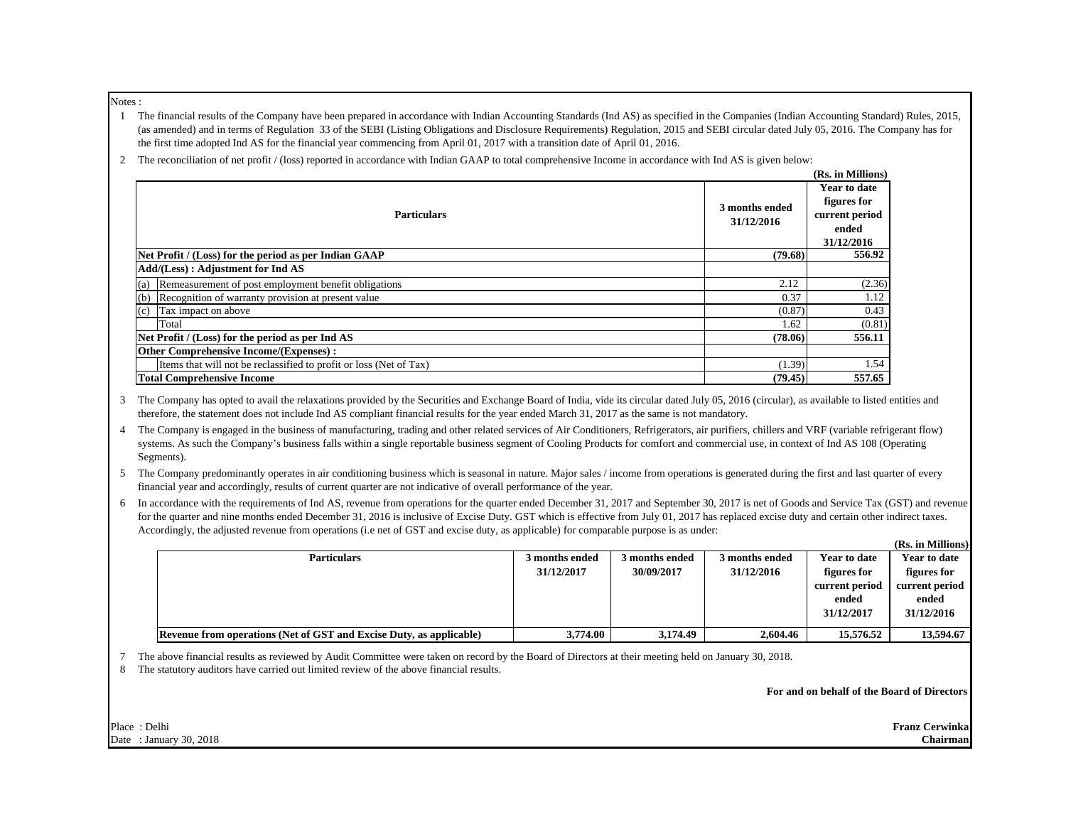Notes :

1. The financial results of the Company have been prepared in accordance with Indian Accounting Standards (Ind AS) as specified in the Companies (Indian Accounting Standard) Rules, 2015, (as amended) and in terms of Regulation 33 of the SEBI (Listing Obligations and Disclosure Requirements) Regulation, 2015 and SEBI circular dated July 05, 2016. The Company has for the first time adopted Ind AS for the financial year commencing from April 01, 2017 with a transition date of April 01, 2016.

2. The reconciliation of net profit / (loss) reported in accordance with Indian GAAP to total comprehensive Income in accordance with Ind AS is given below:

(Rs. in Millions)

| Particulars | 3 months ended 31/12/2016 | Year to date figures for current period ended 31/12/2016 |
|---|---|---|
| **Net Profit / (Loss) for the period as per Indian GAAP** | **(79.68)** | **556.92** |
| **Add/(Less) : Adjustment for Ind AS** | | |
| (a) Remeasurement of post employment benefit obligations | 2.12 | (2.36) |
| (b) Recognition of warranty provision at present value | 0.37 | 1.12 |
| (c) Tax impact on above | (0.87) | 0.43 |
| Total | 1.62 | (0.81) |
| **Net Profit / (Loss) for the period as per Ind AS** | **(78.06)** | **556.11** |
| **Other Comprehensive Income/(Expenses) :** | | |
| Items that will not be reclassified to profit or loss (Net of Tax) | (1.39) | 1.54 |
| **Total Comprehensive Income** | **(79.45)** | **557.65** |

3. The Company has opted to avail the relaxations provided by the Securities and Exchange Board of India, vide its circular dated July 05, 2016 (circular), as available to listed entities and therefore, the statement does not include Ind AS compliant financial results for the year ended March 31, 2017 as the same is not mandatory.

4. The Company is engaged in the business of manufacturing, trading and other related services of Air Conditioners, Refrigerators, air purifiers, chillers and VRF (variable refrigerant flow) systems. As such the Company's business falls within a single reportable business segment of Cooling Products for comfort and commercial use, in context of Ind AS 108 (Operating Segments).

5. The Company predominantly operates in air conditioning business which is seasonal in nature. Major sales / income from operations is generated during the first and last quarter of every financial year and accordingly, results of current quarter are not indicative of overall performance of the year.

6. In accordance with the requirements of Ind AS, revenue from operations for the quarter ended December 31, 2017 and September 30, 2017 is net of Goods and Service Tax (GST) and revenue for the quarter and nine months ended December 31, 2016 is inclusive of Excise Duty. GST which is effective from July 01, 2017 has replaced excise duty and certain other indirect taxes. Accordingly, the adjusted revenue from operations (i.e net of GST and excise duty, as applicable) for comparable purpose is as under:

(Rs. in Millions)

| Particulars | 3 months ended 31/12/2017 | 3 months ended 30/09/2017 | 3 months ended 31/12/2016 | Year to date figures for current period ended 31/12/2017 | Year to date figures for current period ended 31/12/2016 |
|---|---|---|---|---|---|
| **Revenue from operations (Net of GST and Excise Duty, as applicable)** | **3,774.00** | **3,174.49** | **2,604.46** | **15,576.52** | **13,594.67** |

7. The above financial results as reviewed by Audit Committee were taken on record by the Board of Directors at their meeting held on January 30, 2018.

8. The statutory auditors have carried out limited review of the above financial results.

**For and on behalf of the Board of Directors**

Place : Delhi
Date : January 30, 2018

**Franz Cerwinka**
**Chairman**